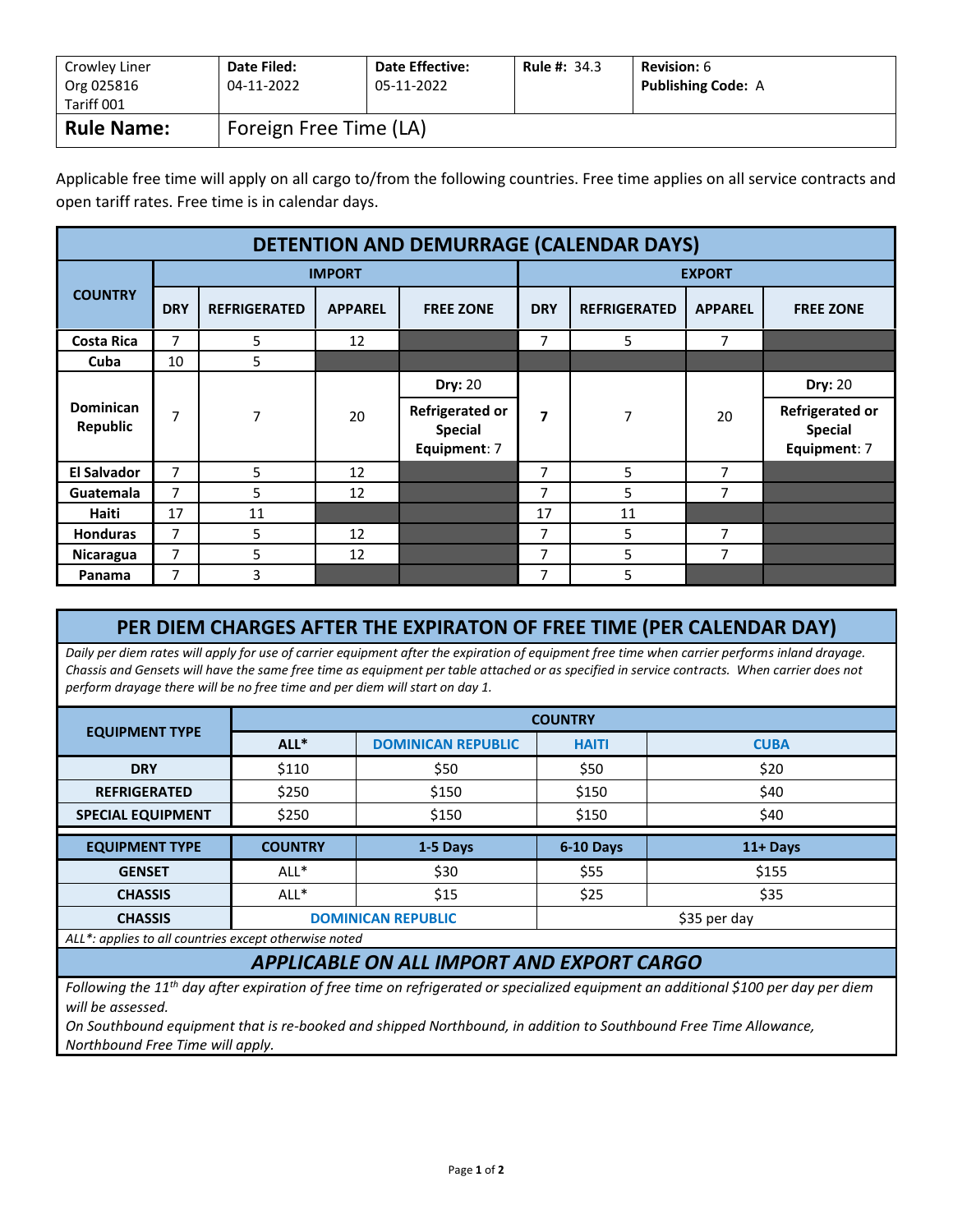| Crowley Liner Org 025816 Tariff 001 | **Date Filed:** 04-11-2022 | **Date Effective:** 05-11-2022 | **Rule #:** 34.3 | **Revision:** 6 **Publishing Code:** A |
|---|---|---|---|---|
| **Rule Name:** | Foreign Free Time (LA) | | | |

Applicable free time will apply on all cargo to/from the following countries. Free time applies on all service contracts and open tariff rates. Free time is in calendar days.

## DETENTION AND DEMURRAGE (CALENDAR DAYS)

| COUNTRY | IMPORT | | | | EXPORT | | | |
|---|---|---|---|---|---|---|---|---|
| | DRY | REFRIGERATED | APPAREL | FREE ZONE | DRY | REFRIGERATED | APPAREL | FREE ZONE |
| **Costa Rica** | 7 | 5 | 12 | | 7 | 5 | 7 | |
| **Cuba** | 10 | 5 | | | | | | |
| **Dominican Republic** | 7 | 7 | 20 | **Dry:** 20; **Refrigerated or Special Equipment:** 7 | **7** | 7 | 20 | **Dry:** 20; **Refrigerated or Special Equipment:** 7 |
| **El Salvador** | 7 | 5 | 12 | | 7 | 5 | 7 | |
| **Guatemala** | 7 | 5 | 12 | | 7 | 5 | 7 | |
| **Haiti** | 17 | 11 | | | 17 | 11 | | |
| **Honduras** | 7 | 5 | 12 | | 7 | 5 | 7 | |
| **Nicaragua** | 7 | 5 | 12 | | 7 | 5 | 7 | |
| **Panama** | 7 | 3 | | | 7 | 5 | | |

## PER DIEM CHARGES AFTER THE EXPIRATON OF FREE TIME (PER CALENDAR DAY)

*Daily per diem rates will apply for use of carrier equipment after the expiration of equipment free time when carrier performs inland drayage. Chassis and Gensets will have the same free time as equipment per table attached or as specified in service contracts. When carrier does not perform drayage there will be no free time and per diem will start on day 1.*

| EQUIPMENT TYPE | COUNTRY | | | |
|---|---|---|---|---|
| | ALL* | DOMINICAN REPUBLIC | HAITI | CUBA |
| **DRY** | $110 | $50 | $50 | $20 |
| **REFRIGERATED** | $250 | $150 | $150 | $40 |
| **SPECIAL EQUIPMENT** | $250 | $150 | $150 | $40 |

| EQUIPMENT TYPE | COUNTRY | 1-5 Days | 6-10 Days | 11+ Days |
|---|---|---|---|---|
| **GENSET** | ALL* | $30 | $55 | $155 |
| **CHASSIS** | ALL* | $15 | $25 | $35 |
| **CHASSIS** | DOMINICAN REPUBLIC | | $35 per day | |

*ALL\*: applies to all countries except otherwise noted*

### *APPLICABLE ON ALL IMPORT AND EXPORT CARGO*

*Following the 11th day after expiration of free time on refrigerated or specialized equipment an additional $100 per day per diem will be assessed.*

*On Southbound equipment that is re-booked and shipped Northbound, in addition to Southbound Free Time Allowance, Northbound Free Time will apply.*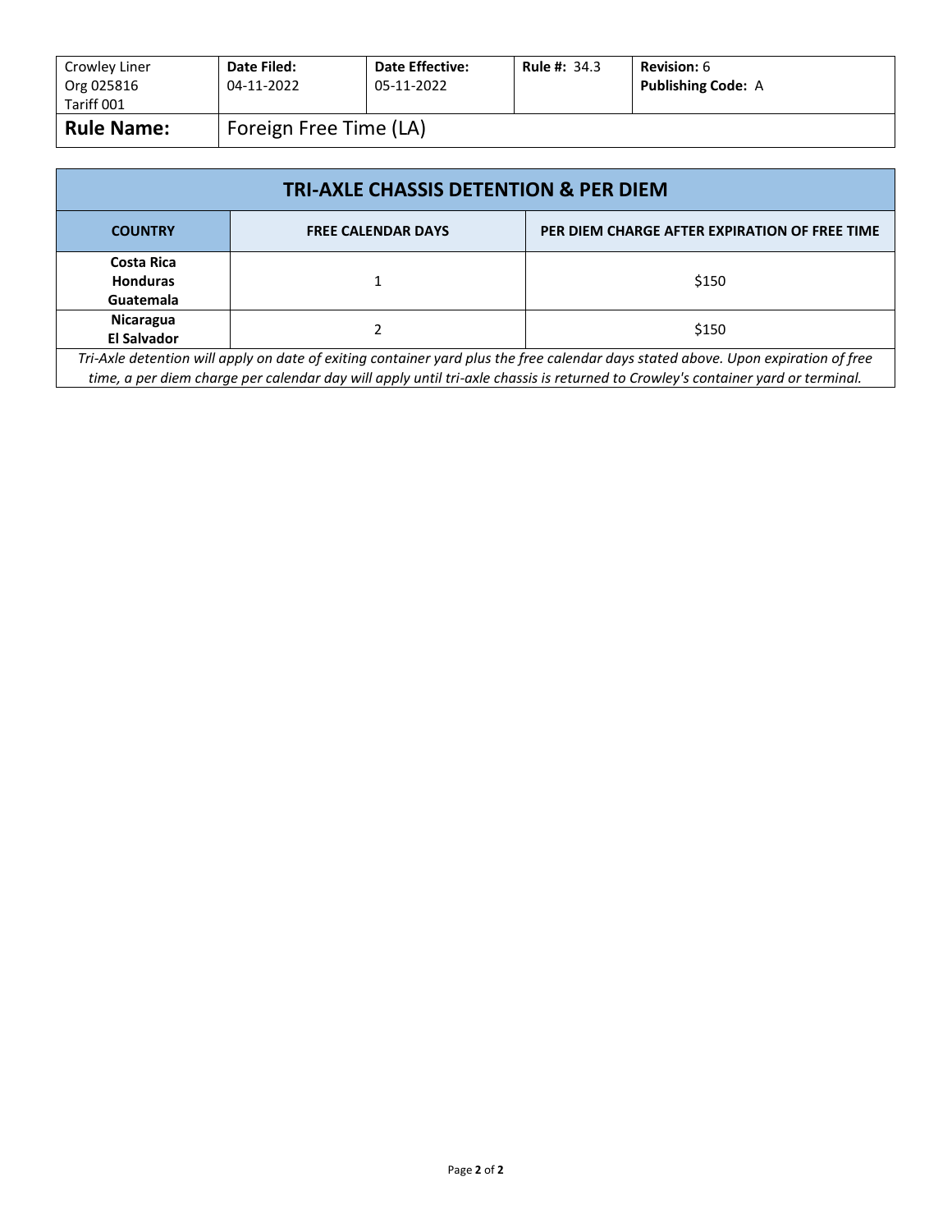| Crowley Liner<br>Org 025816<br>Tariff 001 | **Date Filed:**<br>04-11-2022 | **Date Effective:**<br>05-11-2022 | **Rule #:** 34.3 | **Revision:** 6<br>**Publishing Code:** A |
|---|---|---|---|---|
| **Rule Name:** | Foreign Free Time (LA) | | | |

| TRI-AXLE CHASSIS DETENTION & PER DIEM | | |
|---|---|---|
| **COUNTRY** | **FREE CALENDAR DAYS** | **PER DIEM CHARGE AFTER EXPIRATION OF FREE TIME** |
| **Costa Rica**<br>**Honduras**<br>**Guatemala** | 1 | $150 |
| **Nicaragua**<br>**El Salvador** | 2 | $150 |
| *Tri-Axle detention will apply on date of exiting container yard plus the free calendar days stated above. Upon expiration of free time, a per diem charge per calendar day will apply until tri-axle chassis is returned to Crowley's container yard or terminal.* | | |